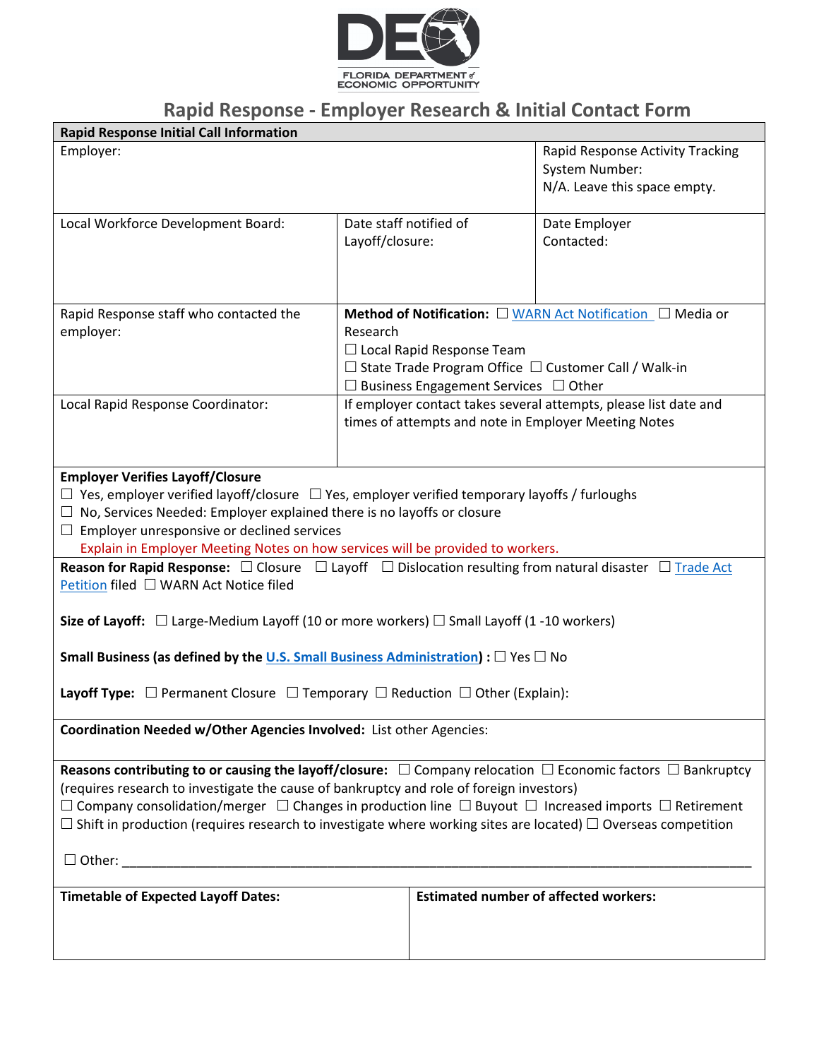FLORIDA DEPARTMENT of ECONOMIC OPPORTUNITY

# Rapid Response - Employer Research & Initial Contact Form

| **Rapid Response Initial Call Information** | | |
|---|---|---|
| Employer: | | Rapid Response Activity Tracking System Number: N/A. Leave this space empty. |
| Local Workforce Development Board: | Date staff notified of Layoff/closure: | Date Employer Contacted: |
| Rapid Response staff who contacted the employer: | **Method of Notification:** ☐ WARN Act Notification ☐ Media or Research ☐ Local Rapid Response Team ☐ State Trade Program Office ☐ Customer Call / Walk-in ☐ Business Engagement Services ☐ Other | |
| Local Rapid Response Coordinator: | If employer contact takes several attempts, please list date and times of attempts and note in Employer Meeting Notes | |

**Employer Verifies Layoff/Closure**

☐ Yes, employer verified layoff/closure ☐ Yes, employer verified temporary layoffs / furloughs
☐ No, Services Needed: Employer explained there is no layoffs or closure
☐ Employer unresponsive or declined services
Explain in Employer Meeting Notes on how services will be provided to workers.

**Reason for Rapid Response:** ☐ Closure ☐ Layoff ☐ Dislocation resulting from natural disaster ☐ Trade Act Petition filed ☐ WARN Act Notice filed

**Size of Layoff:** ☐ Large-Medium Layoff (10 or more workers) ☐ Small Layoff (1 -10 workers)

**Small Business (as defined by the U.S. Small Business Administration) :** ☐ Yes ☐ No

**Layoff Type:** ☐ Permanent Closure ☐ Temporary ☐ Reduction ☐ Other (Explain):

**Coordination Needed w/Other Agencies Involved:** List other Agencies:

**Reasons contributing to or causing the layoff/closure:** ☐ Company relocation ☐ Economic factors ☐ Bankruptcy (requires research to investigate the cause of bankruptcy and role of foreign investors)
☐ Company consolidation/merger ☐ Changes in production line ☐ Buyout ☐ Increased imports ☐ Retirement
☐ Shift in production (requires research to investigate where working sites are located) ☐ Overseas competition

☐ Other: ____________________________________________________________

| **Timetable of Expected Layoff Dates:** | **Estimated number of affected workers:** |
|---|---|
| | |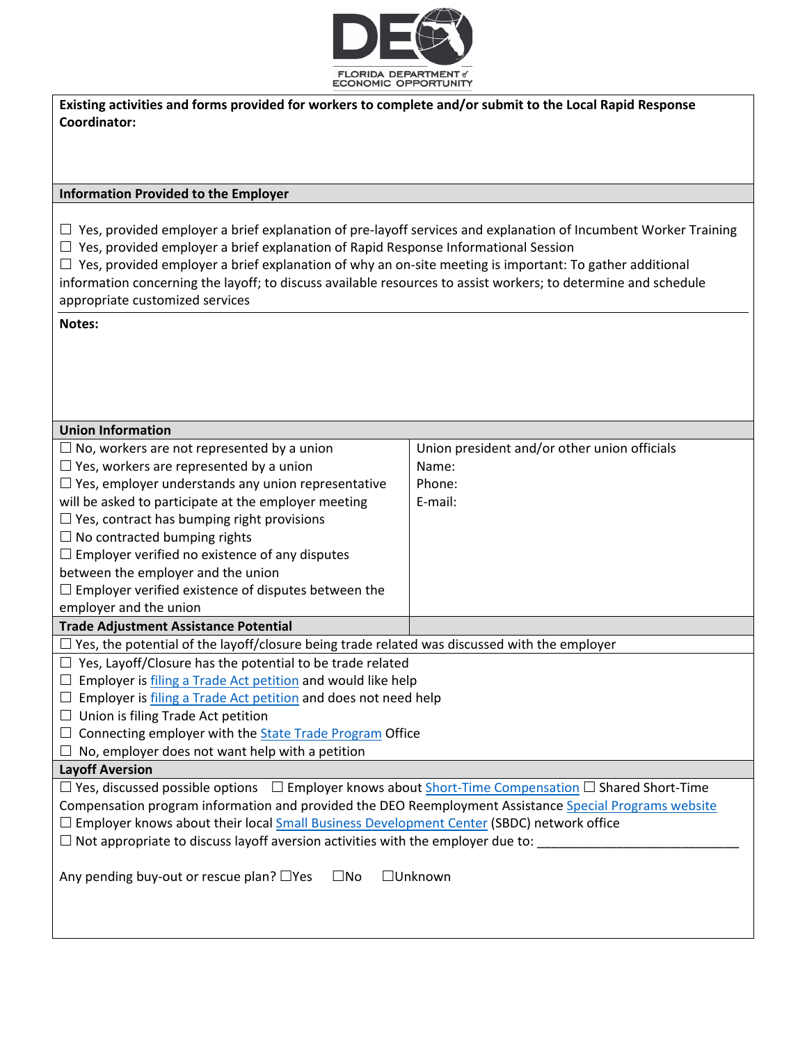**Existing activities and forms provided for workers to complete and/or submit to the Local Rapid Response Coordinator:**

## Information Provided to the Employer

☐ Yes, provided employer a brief explanation of pre-layoff services and explanation of Incumbent Worker Training
☐ Yes, provided employer a brief explanation of Rapid Response Informational Session
☐ Yes, provided employer a brief explanation of why an on-site meeting is important: To gather additional information concerning the layoff; to discuss available resources to assist workers; to determine and schedule appropriate customized services

**Notes:**

## Union Information

| | |
|---|---|
| ☐ No, workers are not represented by a union<br>☐ Yes, workers are represented by a union<br>☐ Yes, employer understands any union representative will be asked to participate at the employer meeting<br>☐ Yes, contract has bumping right provisions<br>☐ No contracted bumping rights<br>☐ Employer verified no existence of any disputes between the employer and the union<br>☐ Employer verified existence of disputes between the employer and the union | Union president and/or other union officials<br>Name:<br>Phone:<br>E-mail: |

## Trade Adjustment Assistance Potential

☐ Yes, the potential of the layoff/closure being trade related was discussed with the employer

☐ Yes, Layoff/Closure has the potential to be trade related
☐ Employer is filing a Trade Act petition and would like help
☐ Employer is filing a Trade Act petition and does not need help
☐ Union is filing Trade Act petition
☐ Connecting employer with the State Trade Program Office
☐ No, employer does not want help with a petition

## Layoff Aversion

☐ Yes, discussed possible options ☐ Employer knows about Short-Time Compensation ☐ Shared Short-Time Compensation program information and provided the DEO Reemployment Assistance Special Programs website
☐ Employer knows about their local Small Business Development Center (SBDC) network office
☐ Not appropriate to discuss layoff aversion activities with the employer due to: ____________________________

Any pending buy-out or rescue plan? ☐Yes ☐No ☐Unknown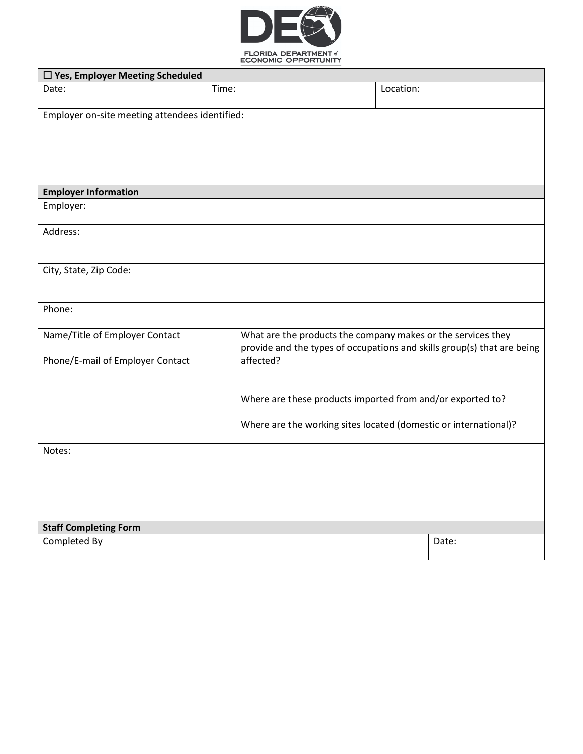FLORIDA DEPARTMENT of ECONOMIC OPPORTUNITY

| ☐ Yes, Employer Meeting Scheduled | | |
|---|---|---|
| Date: | Time: | Location: |
| Employer on-site meeting attendees identified: | | |

| Employer Information | |
|---|---|
| Employer: | |
| Address: | |
| City, State, Zip Code: | |
| Phone: | |
| Name/Title of Employer Contact<br><br>Phone/E-mail of Employer Contact | What are the products the company makes or the services they provide and the types of occupations and skills group(s) that are being affected?<br><br>Where are these products imported from and/or exported to?<br><br>Where are the working sites located (domestic or international)? |
| Notes: | |

| Staff Completing Form | |
|---|---|
| Completed By | Date: |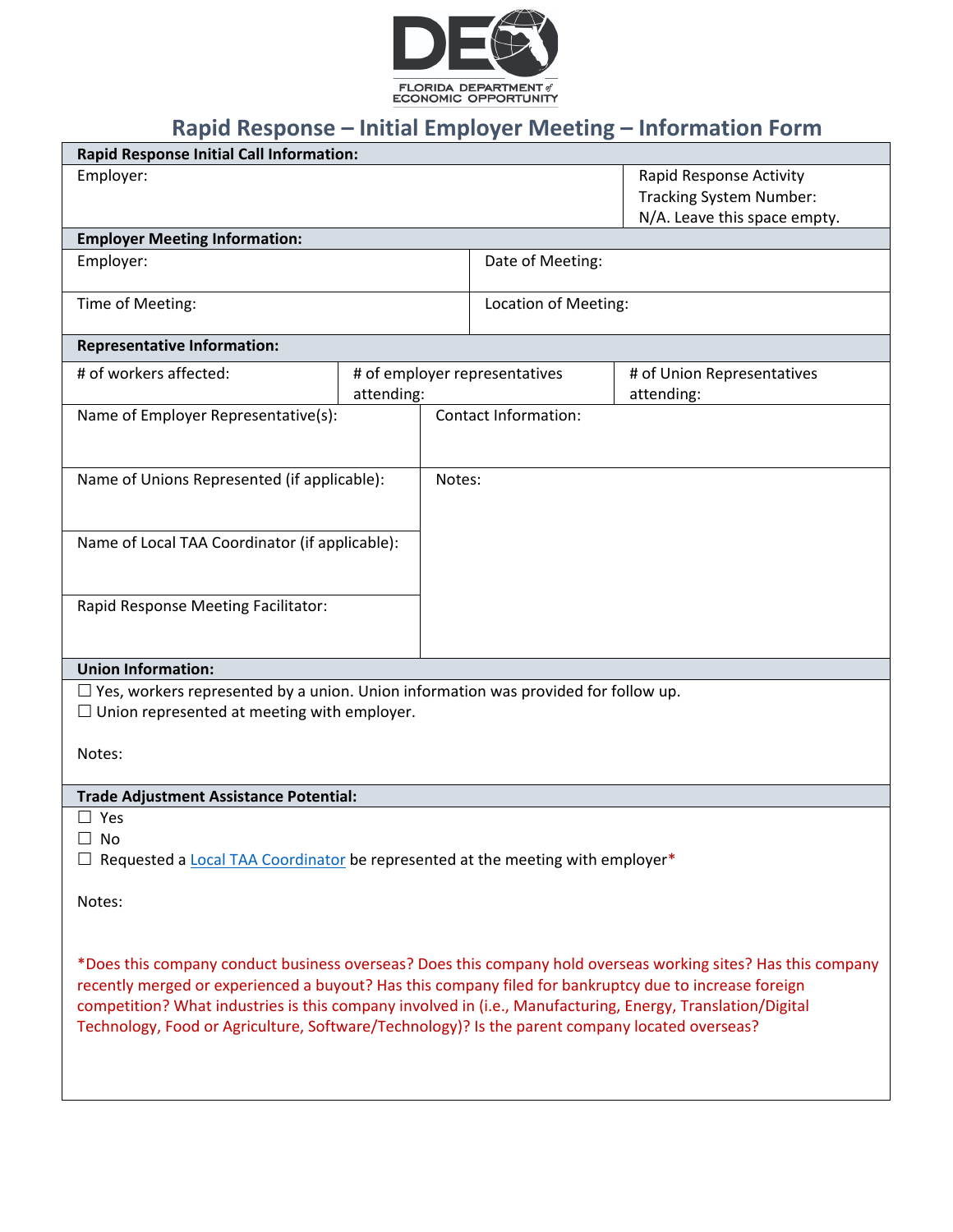FLORIDA DEPARTMENT of ECONOMIC OPPORTUNITY

# Rapid Response – Initial Employer Meeting – Information Form

| **Rapid Response Initial Call Information:** | |
|---|---|
| Employer: | Rapid Response Activity Tracking System Number: N/A. Leave this space empty. |

| **Employer Meeting Information:** | |
|---|---|
| Employer: | Date of Meeting: |
| Time of Meeting: | Location of Meeting: |

| **Representative Information:** | | |
|---|---|---|
| # of workers affected: | # of employer representatives attending: | # of Union Representatives attending: |

| | |
|---|---|
| Name of Employer Representative(s): | Contact Information: |
| Name of Unions Represented (if applicable): | Notes: |
| Name of Local TAA Coordinator (if applicable): | |
| Rapid Response Meeting Facilitator: | |

**Union Information:**

☐ Yes, workers represented by a union. Union information was provided for follow up.
☐ Union represented at meeting with employer.

Notes:

**Trade Adjustment Assistance Potential:**

☐ Yes
☐ No
☐ Requested a Local TAA Coordinator be represented at the meeting with employer*

Notes:

*Does this company conduct business overseas? Does this company hold overseas working sites? Has this company recently merged or experienced a buyout? Has this company filed for bankruptcy due to increase foreign competition? What industries is this company involved in (i.e., Manufacturing, Energy, Translation/Digital Technology, Food or Agriculture, Software/Technology)? Is the parent company located overseas?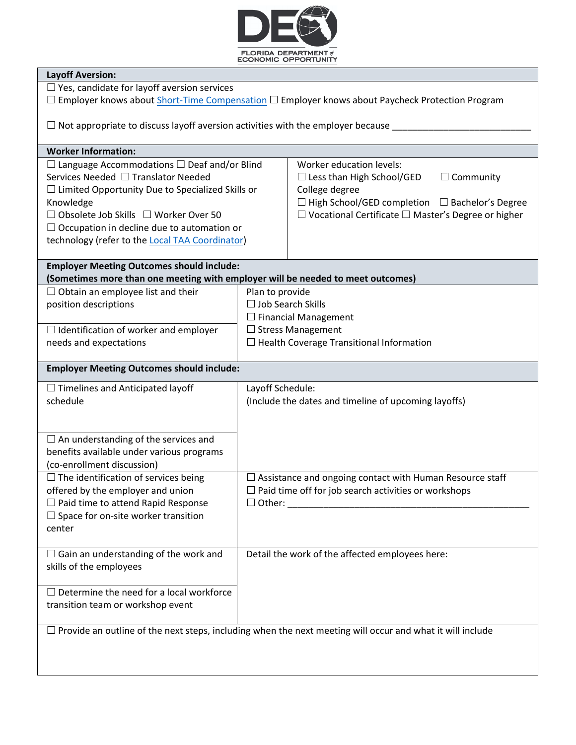FLORIDA DEPARTMENT of ECONOMIC OPPORTUNITY

| **Layoff Aversion:** |
|---|
| ☐ Yes, candidate for layoff aversion services<br>☐ Employer knows about Short-Time Compensation ☐ Employer knows about Paycheck Protection Program<br><br>☐ Not appropriate to discuss layoff aversion activities with the employer because ___________________________ |

| **Worker Information:** | |
|---|---|
| ☐ Language Accommodations ☐ Deaf and/or Blind Services Needed ☐ Translator Needed<br>☐ Limited Opportunity Due to Specialized Skills or Knowledge<br>☐ Obsolete Job Skills ☐ Worker Over 50<br>☐ Occupation in decline due to automation or technology (refer to the Local TAA Coordinator) | Worker education levels:<br>☐ Less than High School/GED ☐ Community College degree<br>☐ High School/GED completion ☐ Bachelor's Degree<br>☐ Vocational Certificate ☐ Master's Degree or higher |

| **Employer Meeting Outcomes should include:**<br>**(Sometimes more than one meeting with employer will be needed to meet outcomes)** | |
|---|---|
| ☐ Obtain an employee list and their position descriptions<br><br>☐ Identification of worker and employer needs and expectations | Plan to provide<br>☐ Job Search Skills<br>☐ Financial Management<br>☐ Stress Management<br>☐ Health Coverage Transitional Information |

| **Employer Meeting Outcomes should include:** | |
|---|---|
| ☐ Timelines and Anticipated layoff schedule<br><br>☐ An understanding of the services and benefits available under various programs (co-enrollment discussion) | Layoff Schedule:<br>(Include the dates and timeline of upcoming layoffs) |
| ☐ The identification of services being offered by the employer and union<br>☐ Paid time to attend Rapid Response<br>☐ Space for on-site worker transition center | ☐ Assistance and ongoing contact with Human Resource staff<br>☐ Paid time off for job search activities or workshops<br>☐ Other: ________________________________________________ |
| ☐ Gain an understanding of the work and skills of the employees<br><br>☐ Determine the need for a local workforce transition team or workshop event | Detail the work of the affected employees here: |
| ☐ Provide an outline of the next steps, including when the next meeting will occur and what it will include | |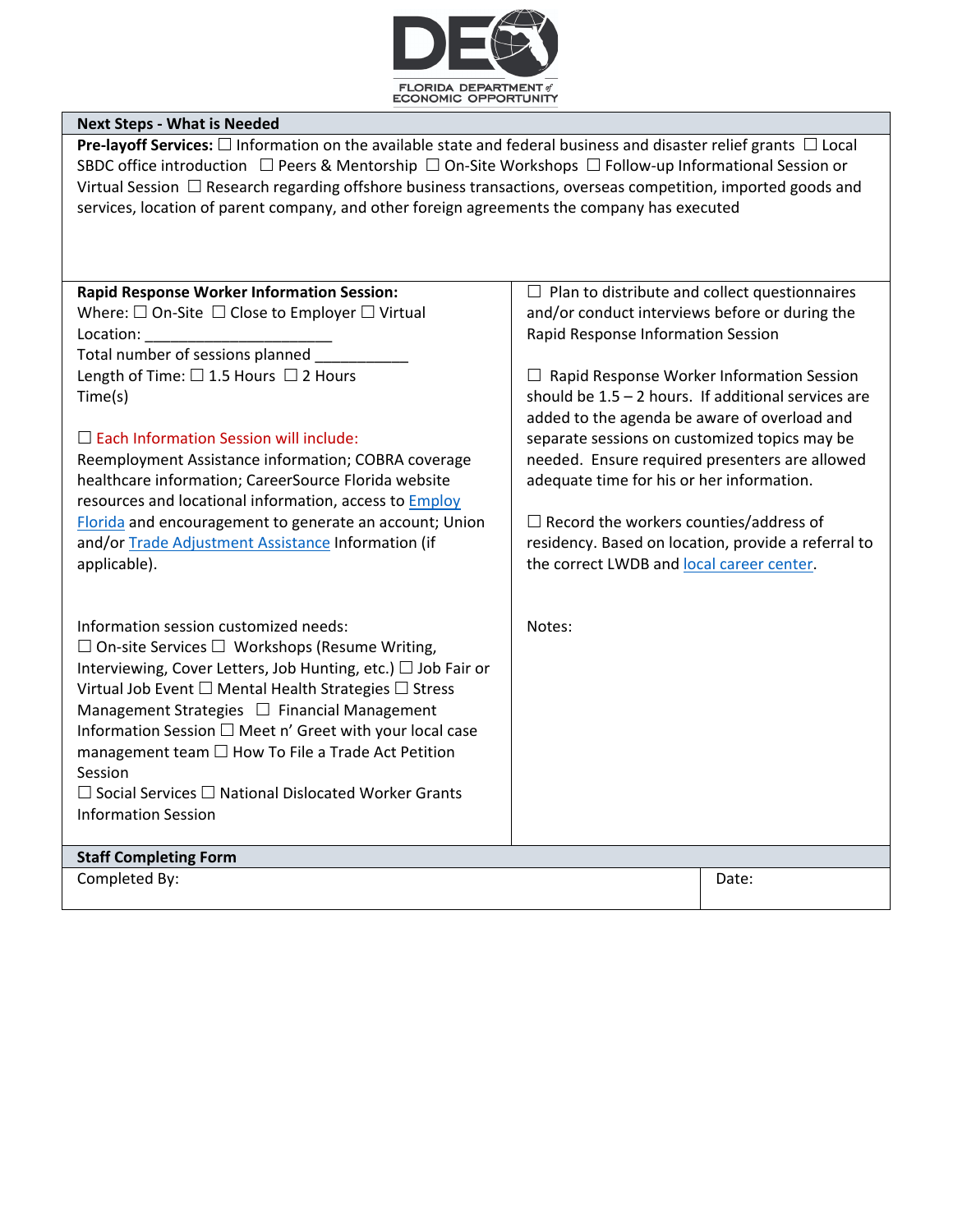FLORIDA DEPARTMENT of ECONOMIC OPPORTUNITY

**Next Steps - What is Needed**

**Pre-layoff Services:** ☐ Information on the available state and federal business and disaster relief grants ☐ Local SBDC office introduction ☐ Peers & Mentorship ☐ On-Site Workshops ☐ Follow-up Informational Session or Virtual Session ☐ Research regarding offshore business transactions, overseas competition, imported goods and services, location of parent company, and other foreign agreements the company has executed

**Rapid Response Worker Information Session:**
Where: ☐ On-Site ☐ Close to Employer ☐ Virtual
Location: ______________________
Total number of sessions planned ___________
Length of Time: ☐ 1.5 Hours ☐ 2 Hours
Time(s)

☐ Each Information Session will include:
Reemployment Assistance information; COBRA coverage healthcare information; CareerSource Florida website resources and locational information, access to Employ Florida and encouragement to generate an account; Union and/or Trade Adjustment Assistance Information (if applicable).

Information session customized needs:
☐ On-site Services ☐ Workshops (Resume Writing, Interviewing, Cover Letters, Job Hunting, etc.) ☐ Job Fair or Virtual Job Event ☐ Mental Health Strategies ☐ Stress Management Strategies ☐ Financial Management Information Session ☐ Meet n' Greet with your local case management team ☐ How To File a Trade Act Petition Session
☐ Social Services ☐ National Dislocated Worker Grants Information Session

☐ Plan to distribute and collect questionnaires and/or conduct interviews before or during the Rapid Response Information Session

☐ Rapid Response Worker Information Session should be 1.5 – 2 hours. If additional services are added to the agenda be aware of overload and separate sessions on customized topics may be needed. Ensure required presenters are allowed adequate time for his or her information.

☐ Record the workers counties/address of residency. Based on location, provide a referral to the correct LWDB and local career center.

Notes:

**Staff Completing Form**

| | |
|---|---|
| Completed By: | Date: |